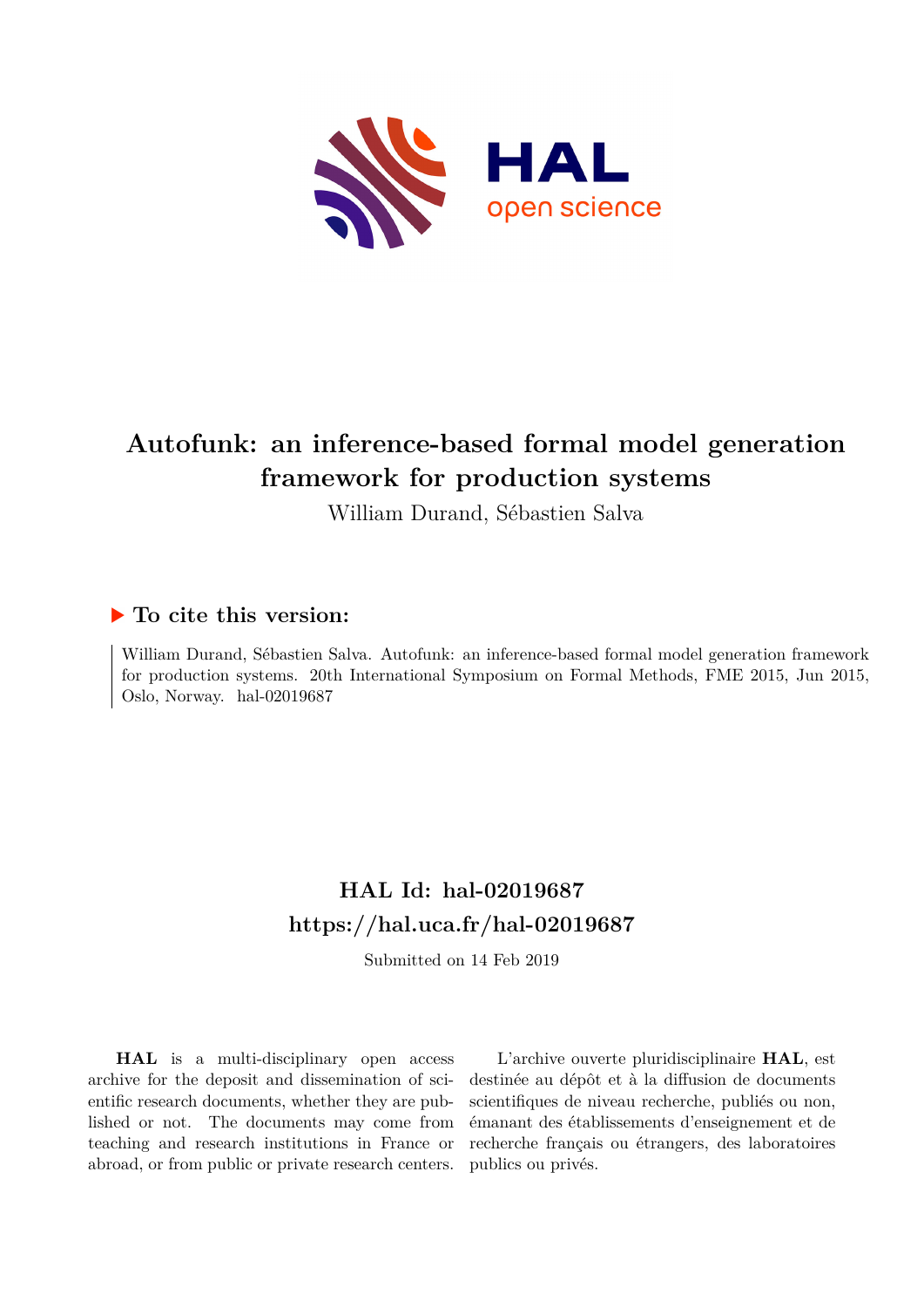# Autofunk: an inference-based formal model generation framework for production systems

William Durand, Sébastien Salva

## ▶ To cite this version:

William Durand, Sébastien Salva. Autofunk: an inference-based formal model generation framework for production systems. 20th International Symposium on Formal Methods, FME 2015, Jun 2015, Oslo, Norway. hal-02019687

## HAL Id: hal-02019687
## https://hal.uca.fr/hal-02019687

Submitted on 14 Feb 2019

**HAL** is a multi-disciplinary open access archive for the deposit and dissemination of scientific research documents, whether they are published or not. The documents may come from teaching and research institutions in France or abroad, or from public or private research centers.

L'archive ouverte pluridisciplinaire **HAL**, est destinée au dépôt et à la diffusion de documents scientifiques de niveau recherche, publiés ou non, émanant des établissements d'enseignement et de recherche français ou étrangers, des laboratoires publics ou privés.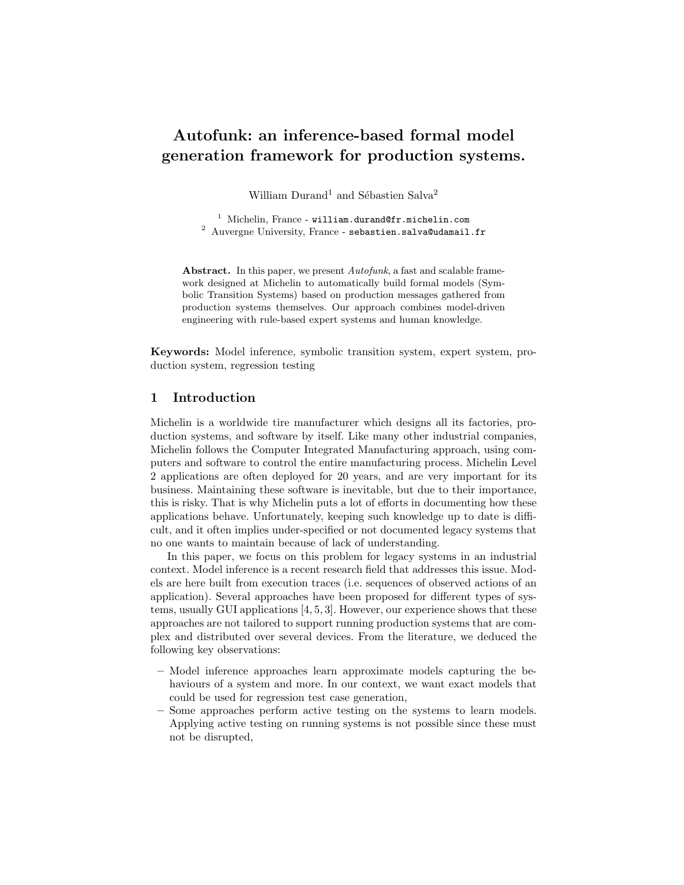# Autofunk: an inference-based formal model generation framework for production systems.

William Durand[1] and Sébastien Salva[2]

[1] Michelin, France - william.durand@fr.michelin.com
[2] Auvergne University, France - sebastien.salva@udamail.fr

**Abstract.** In this paper, we present *Autofunk*, a fast and scalable framework designed at Michelin to automatically build formal models (Symbolic Transition Systems) based on production messages gathered from production systems themselves. Our approach combines model-driven engineering with rule-based expert systems and human knowledge.

**Keywords:** Model inference, symbolic transition system, expert system, production system, regression testing

## 1 Introduction

Michelin is a worldwide tire manufacturer which designs all its factories, production systems, and software by itself. Like many other industrial companies, Michelin follows the Computer Integrated Manufacturing approach, using computers and software to control the entire manufacturing process. Michelin Level 2 applications are often deployed for 20 years, and are very important for its business. Maintaining these software is inevitable, but due to their importance, this is risky. That is why Michelin puts a lot of efforts in documenting how these applications behave. Unfortunately, keeping such knowledge up to date is difficult, and it often implies under-specified or not documented legacy systems that no one wants to maintain because of lack of understanding.

In this paper, we focus on this problem for legacy systems in an industrial context. Model inference is a recent research field that addresses this issue. Models are here built from execution traces (i.e. sequences of observed actions of an application). Several approaches have been proposed for different types of systems, usually GUI applications [4, 5, 3]. However, our experience shows that these approaches are not tailored to support running production systems that are complex and distributed over several devices. From the literature, we deduced the following key observations:

- Model inference approaches learn approximate models capturing the behaviours of a system and more. In our context, we want exact models that could be used for regression test case generation,
- Some approaches perform active testing on the systems to learn models. Applying active testing on running systems is not possible since these must not be disrupted,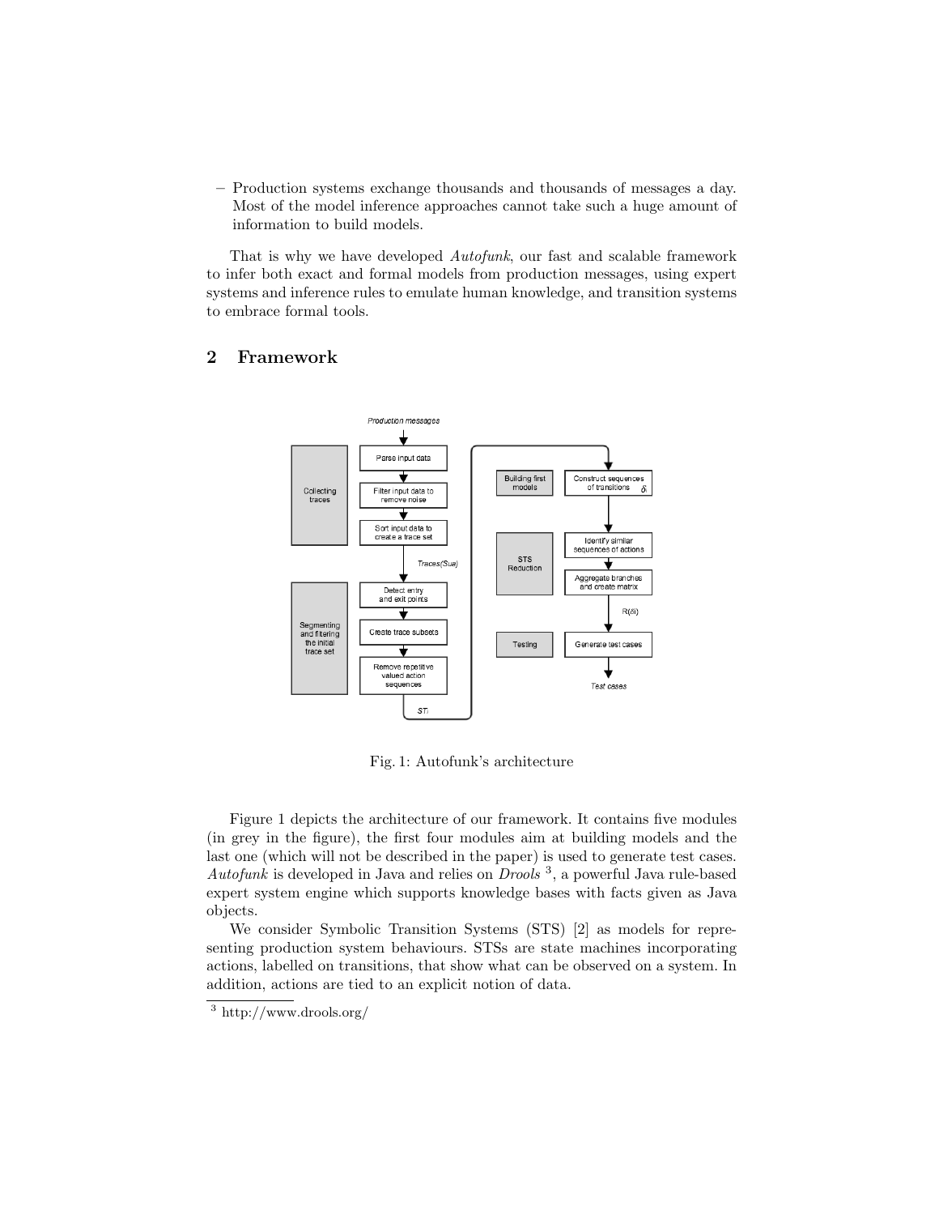– Production systems exchange thousands and thousands of messages a day. Most of the model inference approaches cannot take such a huge amount of information to build models.

That is why we have developed *Autofunk*, our fast and scalable framework to infer both exact and formal models from production messages, using expert systems and inference rules to emulate human knowledge, and transition systems to embrace formal tools.

## 2 Framework

Fig. 1: Autofunk's architecture

Figure 1 depicts the architecture of our framework. It contains five modules (in grey in the figure), the first four modules aim at building models and the last one (which will not be described in the paper) is used to generate test cases. *Autofunk* is developed in Java and relies on *Drools* [3], a powerful Java rule-based expert system engine which supports knowledge bases with facts given as Java objects.

We consider Symbolic Transition Systems (STS) [2] as models for representing production system behaviours. STSs are state machines incorporating actions, labelled on transitions, that show what can be observed on a system. In addition, actions are tied to an explicit notion of data.

[3] http://www.drools.org/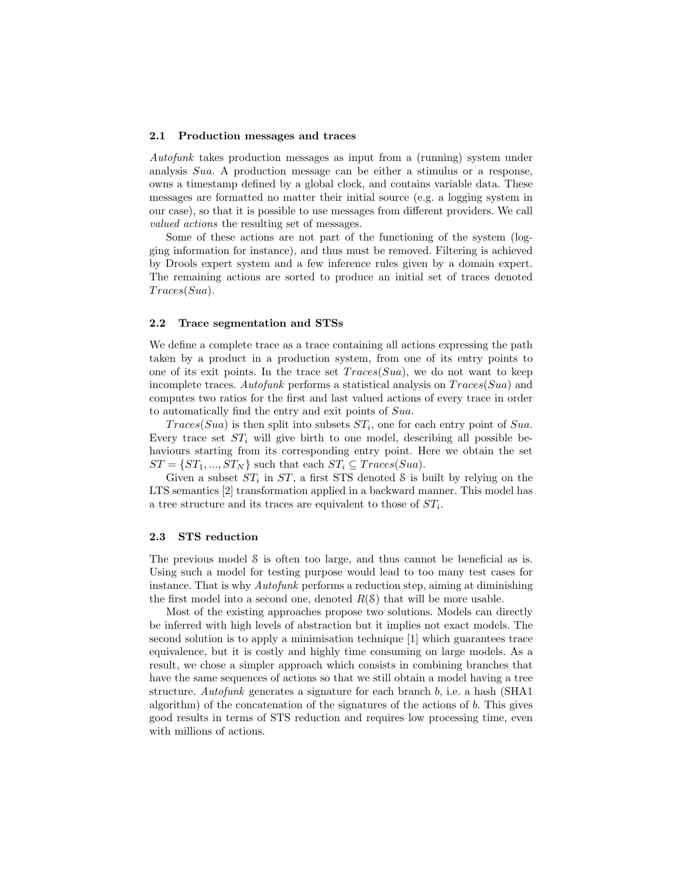### 2.1 Production messages and traces

*Autofunk* takes production messages as input from a (running) system under analysis *Sua*. A production message can be either a stimulus or a response, owns a timestamp defined by a global clock, and contains variable data. These messages are formatted no matter their initial source (e.g. a logging system in our case), so that it is possible to use messages from different providers. We call *valued actions* the resulting set of messages.

Some of these actions are not part of the functioning of the system (logging information for instance), and thus must be removed. Filtering is achieved by Drools expert system and a few inference rules given by a domain expert. The remaining actions are sorted to produce an initial set of traces denoted $Traces(Sua)$.

### 2.2 Trace segmentation and STSs

We define a complete trace as a trace containing all actions expressing the path taken by a product in a production system, from one of its entry points to one of its exit points. In the trace set $Traces(Sua)$, we do not want to keep incomplete traces. *Autofunk* performs a statistical analysis on $Traces(Sua)$ and computes two ratios for the first and last valued actions of every trace in order to automatically find the entry and exit points of *Sua*.

$Traces(Sua)$ is then split into subsets $ST_i$, one for each entry point of *Sua*. Every trace set $ST_i$ will give birth to one model, describing all possible behaviours starting from its corresponding entry point. Here we obtain the set $ST = \{ST_1, ..., ST_N\}$ such that each $ST_i \subseteq Traces(Sua)$.

Given a subset $ST_i$ in $ST$, a first STS denoted $\mathcal{S}$ is built by relying on the LTS semantics [2] transformation applied in a backward manner. This model has a tree structure and its traces are equivalent to those of $ST_i$.

### 2.3 STS reduction

The previous model $\mathcal{S}$ is often too large, and thus cannot be beneficial as is. Using such a model for testing purpose would lead to too many test cases for instance. That is why *Autofunk* performs a reduction step, aiming at diminishing the first model into a second one, denoted $R(\mathcal{S})$ that will be more usable.

Most of the existing approaches propose two solutions. Models can directly be inferred with high levels of abstraction but it implies not exact models. The second solution is to apply a minimisation technique [1] which guarantees trace equivalence, but it is costly and highly time consuming on large models. As a result, we chose a simpler approach which consists in combining branches that have the same sequences of actions so that we still obtain a model having a tree structure. *Autofunk* generates a signature for each branch $b$, i.e. a hash (SHA1 algorithm) of the concatenation of the signatures of the actions of $b$. This gives good results in terms of STS reduction and requires low processing time, even with millions of actions.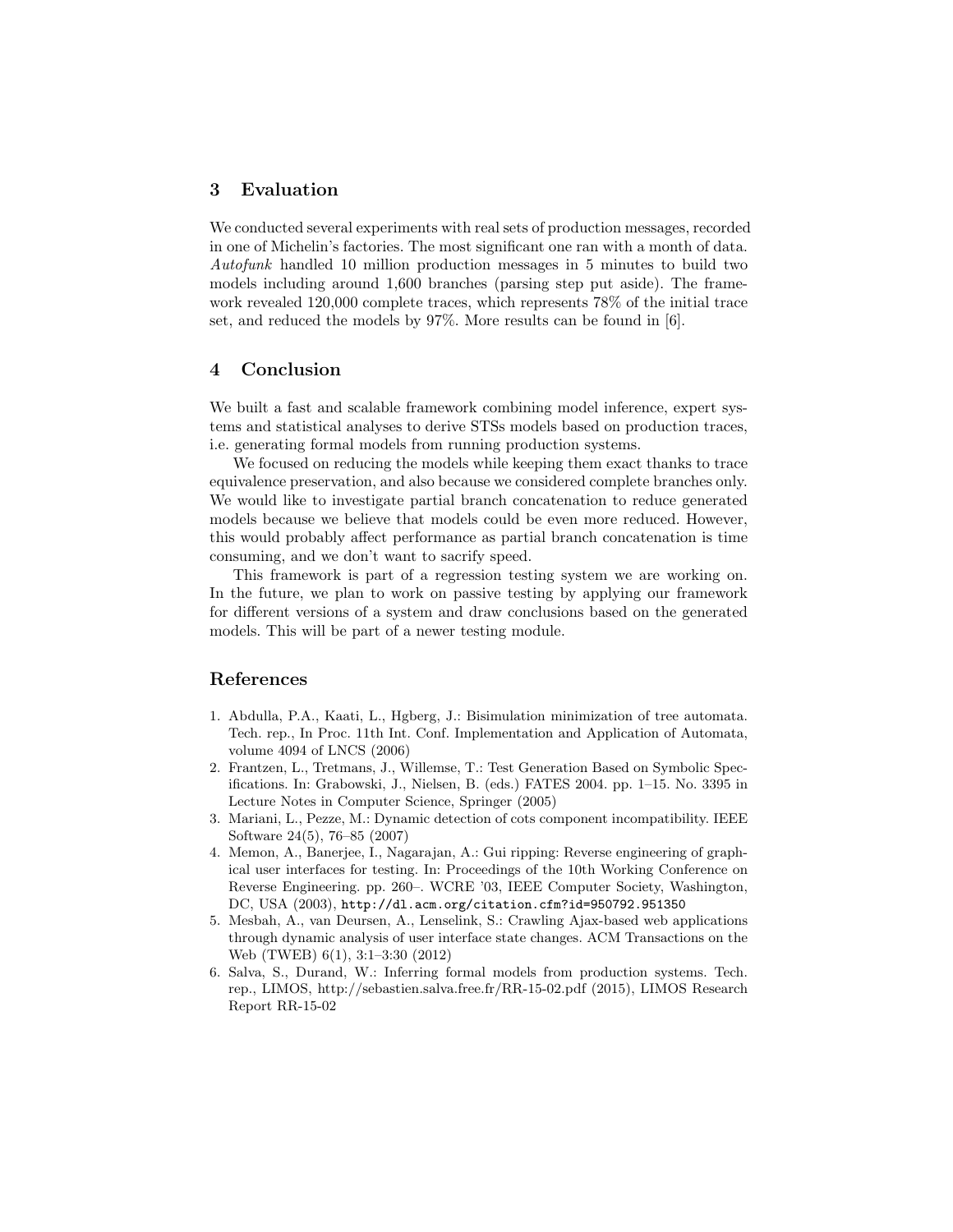## 3 Evaluation

We conducted several experiments with real sets of production messages, recorded in one of Michelin's factories. The most significant one ran with a month of data. *Autofunk* handled 10 million production messages in 5 minutes to build two models including around 1,600 branches (parsing step put aside). The framework revealed 120,000 complete traces, which represents 78% of the initial trace set, and reduced the models by 97%. More results can be found in [6].

## 4 Conclusion

We built a fast and scalable framework combining model inference, expert systems and statistical analyses to derive STSs models based on production traces, i.e. generating formal models from running production systems.

We focused on reducing the models while keeping them exact thanks to trace equivalence preservation, and also because we considered complete branches only. We would like to investigate partial branch concatenation to reduce generated models because we believe that models could be even more reduced. However, this would probably affect performance as partial branch concatenation is time consuming, and we don't want to sacrify speed.

This framework is part of a regression testing system we are working on. In the future, we plan to work on passive testing by applying our framework for different versions of a system and draw conclusions based on the generated models. This will be part of a newer testing module.

## References

1. Abdulla, P.A., Kaati, L., Hgberg, J.: Bisimulation minimization of tree automata. Tech. rep., In Proc. 11th Int. Conf. Implementation and Application of Automata, volume 4094 of LNCS (2006)
2. Frantzen, L., Tretmans, J., Willemse, T.: Test Generation Based on Symbolic Specifications. In: Grabowski, J., Nielsen, B. (eds.) FATES 2004. pp. 1–15. No. 3395 in Lecture Notes in Computer Science, Springer (2005)
3. Mariani, L., Pezze, M.: Dynamic detection of cots component incompatibility. IEEE Software 24(5), 76–85 (2007)
4. Memon, A., Banerjee, I., Nagarajan, A.: Gui ripping: Reverse engineering of graphical user interfaces for testing. In: Proceedings of the 10th Working Conference on Reverse Engineering. pp. 260–. WCRE '03, IEEE Computer Society, Washington, DC, USA (2003), `http://dl.acm.org/citation.cfm?id=950792.951350`
5. Mesbah, A., van Deursen, A., Lenselink, S.: Crawling Ajax-based web applications through dynamic analysis of user interface state changes. ACM Transactions on the Web (TWEB) 6(1), 3:1–3:30 (2012)
6. Salva, S., Durand, W.: Inferring formal models from production systems. Tech. rep., LIMOS, http://sebastien.salva.free.fr/RR-15-02.pdf (2015), LIMOS Research Report RR-15-02